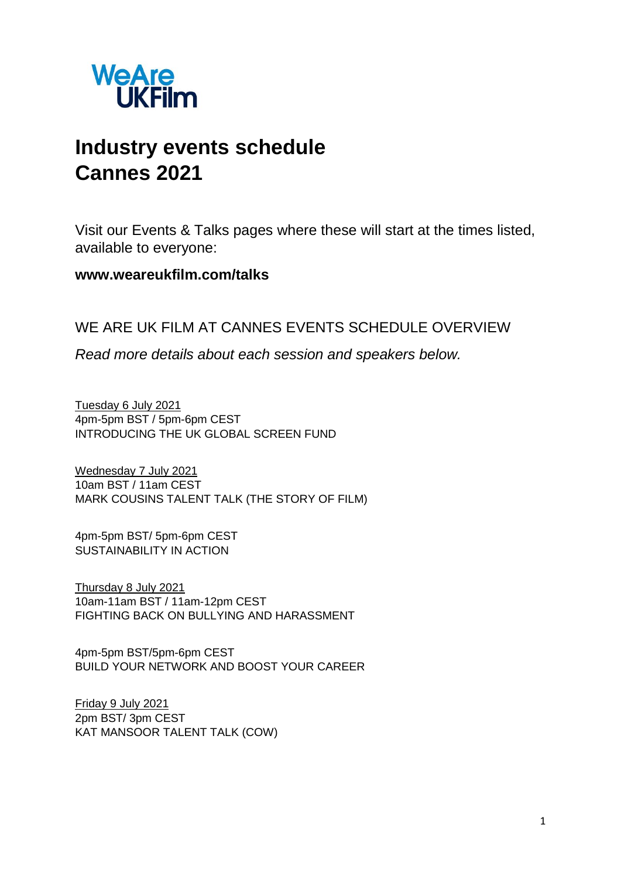WeAre
UKFilm

# Industry events schedule
# Cannes 2021

Visit our Events & Talks pages where these will start at the times listed, available to everyone:

**www.weareukfilm.com/talks**

## WE ARE UK FILM AT CANNES EVENTS SCHEDULE OVERVIEW

*Read more details about each session and speakers below.*

Tuesday 6 July 2021
4pm-5pm BST / 5pm-6pm CEST
INTRODUCING THE UK GLOBAL SCREEN FUND

Wednesday 7 July 2021
10am BST / 11am CEST
MARK COUSINS TALENT TALK (THE STORY OF FILM)

4pm-5pm BST/ 5pm-6pm CEST
SUSTAINABILITY IN ACTION

Thursday 8 July 2021
10am-11am BST / 11am-12pm CEST
FIGHTING BACK ON BULLYING AND HARASSMENT

4pm-5pm BST/5pm-6pm CEST
BUILD YOUR NETWORK AND BOOST YOUR CAREER

Friday 9 July 2021
2pm BST/ 3pm CEST
KAT MANSOOR TALENT TALK (COW)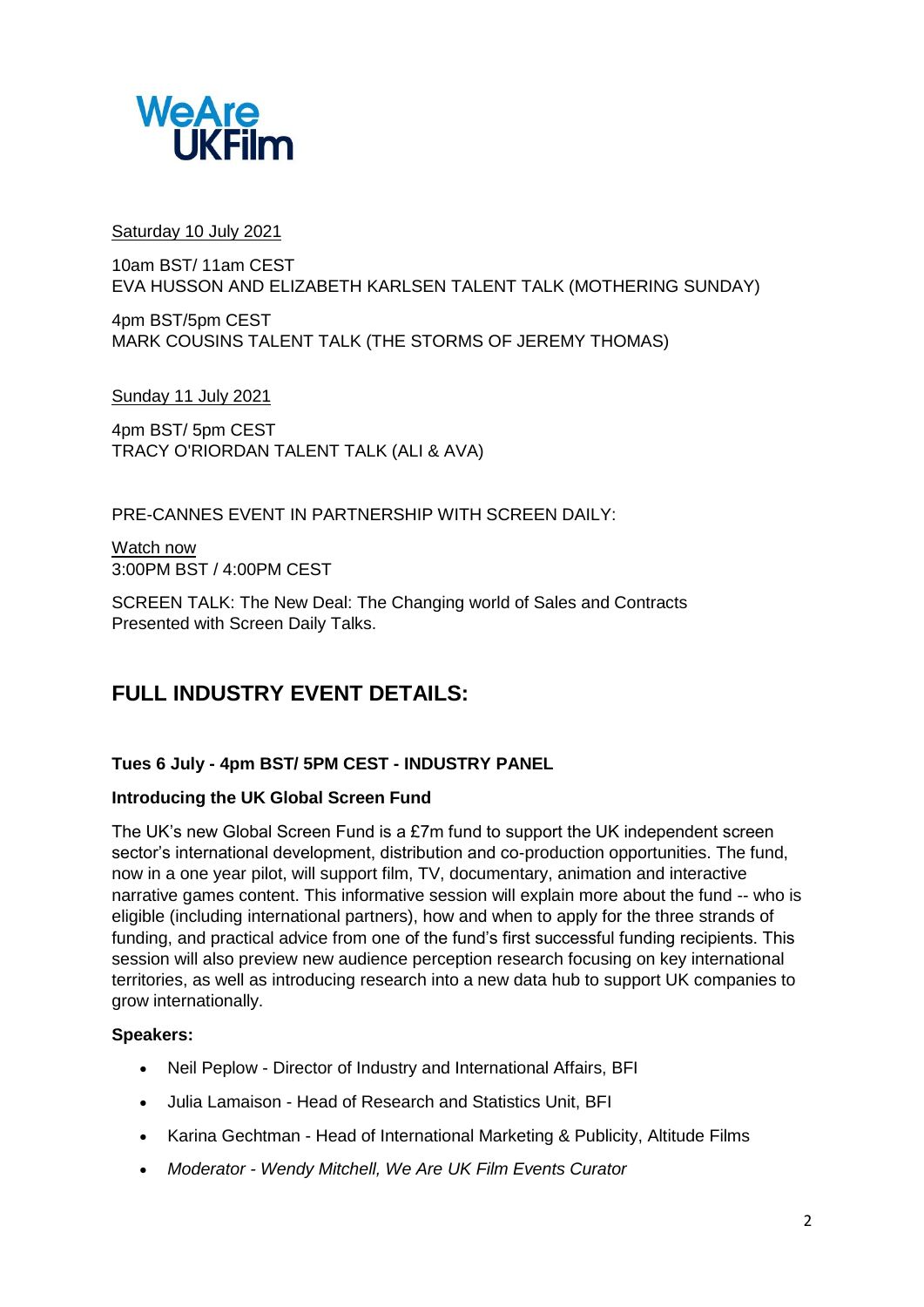WeAre
UKFilm

Saturday 10 July 2021

10am BST/ 11am CEST
EVA HUSSON AND ELIZABETH KARLSEN TALENT TALK (MOTHERING SUNDAY)

4pm BST/5pm CEST
MARK COUSINS TALENT TALK (THE STORMS OF JEREMY THOMAS)

Sunday 11 July 2021

4pm BST/ 5pm CEST
TRACY O'RIORDAN TALENT TALK (ALI & AVA)

PRE-CANNES EVENT IN PARTNERSHIP WITH SCREEN DAILY:

Watch now
3:00PM BST / 4:00PM CEST

SCREEN TALK: The New Deal: The Changing world of Sales and Contracts
Presented with Screen Daily Talks.

## FULL INDUSTRY EVENT DETAILS:

**Tues 6 July - 4pm BST/ 5PM CEST - INDUSTRY PANEL**

**Introducing the UK Global Screen Fund**

The UK's new Global Screen Fund is a £7m fund to support the UK independent screen sector's international development, distribution and co-production opportunities. The fund, now in a one year pilot, will support film, TV, documentary, animation and interactive narrative games content. This informative session will explain more about the fund -- who is eligible (including international partners), how and when to apply for the three strands of funding, and practical advice from one of the fund's first successful funding recipients. This session will also preview new audience perception research focusing on key international territories, as well as introducing research into a new data hub to support UK companies to grow internationally.

**Speakers:**

- Neil Peplow - Director of Industry and International Affairs, BFI
- Julia Lamaison - Head of Research and Statistics Unit, BFI
- Karina Gechtman - Head of International Marketing & Publicity, Altitude Films
- *Moderator - Wendy Mitchell, We Are UK Film Events Curator*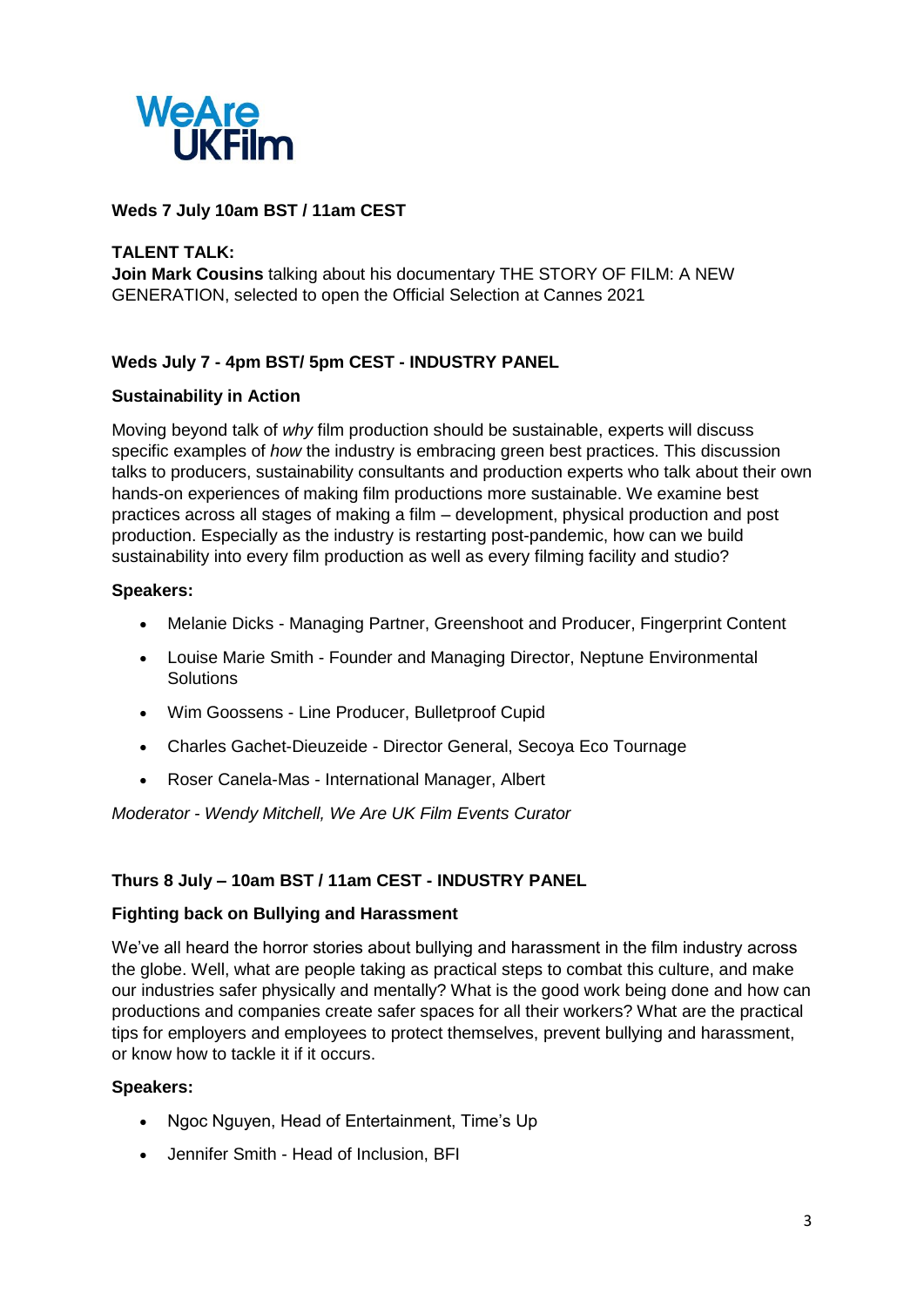WeAre
UKFilm

**Weds 7 July 10am BST / 11am CEST**

**TALENT TALK:**
**Join Mark Cousins** talking about his documentary THE STORY OF FILM: A NEW GENERATION, selected to open the Official Selection at Cannes 2021

**Weds July 7 - 4pm BST/ 5pm CEST - INDUSTRY PANEL**

**Sustainability in Action**

Moving beyond talk of *why* film production should be sustainable, experts will discuss specific examples of *how* the industry is embracing green best practices. This discussion talks to producers, sustainability consultants and production experts who talk about their own hands-on experiences of making film productions more sustainable. We examine best practices across all stages of making a film – development, physical production and post production. Especially as the industry is restarting post-pandemic, how can we build sustainability into every film production as well as every filming facility and studio?

**Speakers:**

- Melanie Dicks - Managing Partner, Greenshoot and Producer, Fingerprint Content
- Louise Marie Smith - Founder and Managing Director, Neptune Environmental Solutions
- Wim Goossens - Line Producer, Bulletproof Cupid
- Charles Gachet-Dieuzeide - Director General, Secoya Eco Tournage
- Roser Canela-Mas - International Manager, Albert

*Moderator - Wendy Mitchell, We Are UK Film Events Curator*

**Thurs 8 July – 10am BST / 11am CEST - INDUSTRY PANEL**

**Fighting back on Bullying and Harassment**

We've all heard the horror stories about bullying and harassment in the film industry across the globe. Well, what are people taking as practical steps to combat this culture, and make our industries safer physically and mentally? What is the good work being done and how can productions and companies create safer spaces for all their workers? What are the practical tips for employers and employees to protect themselves, prevent bullying and harassment, or know how to tackle it if it occurs.

**Speakers:**

- Ngoc Nguyen, Head of Entertainment, Time's Up
- Jennifer Smith - Head of Inclusion, BFI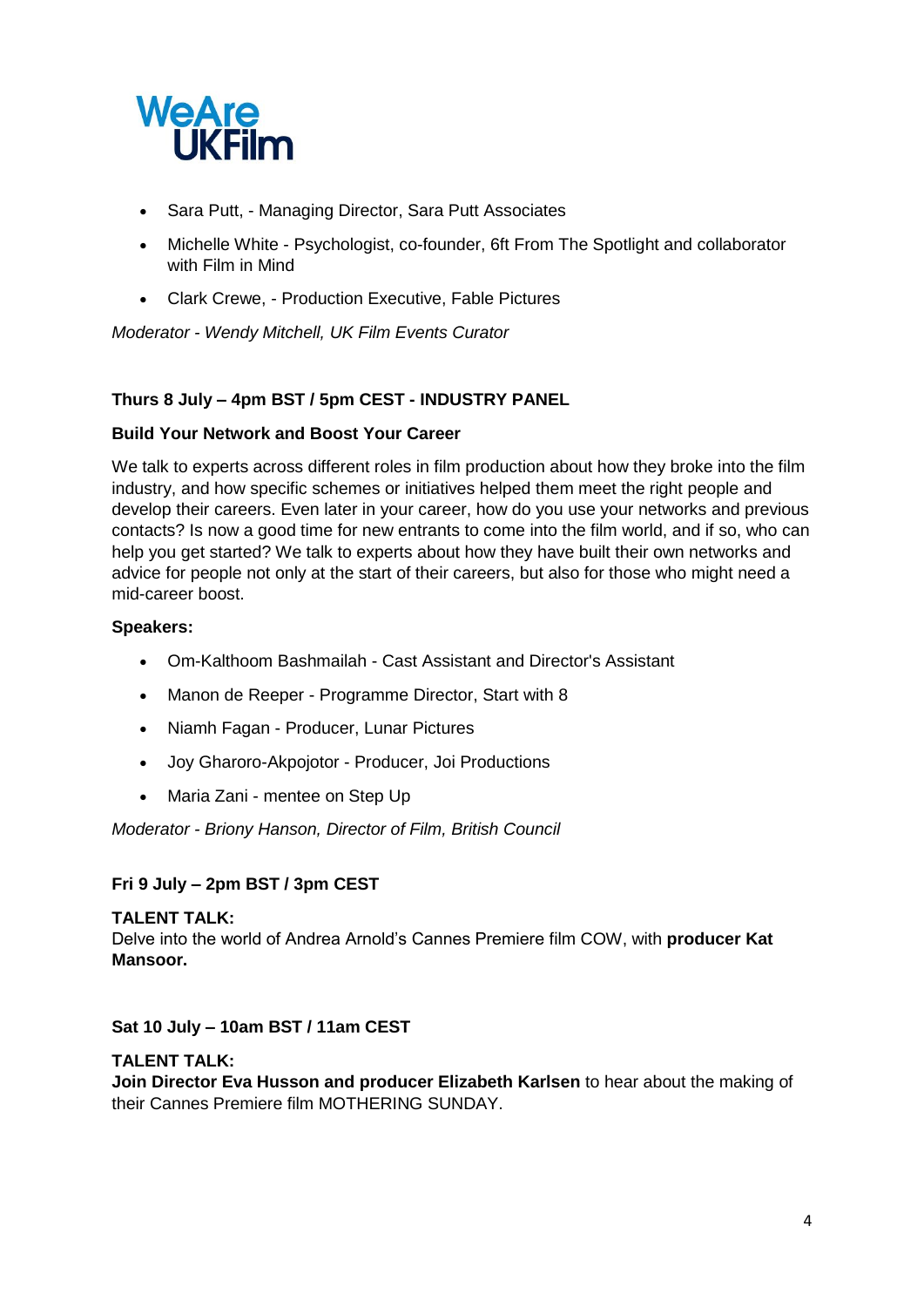- Sara Putt, - Managing Director, Sara Putt Associates
- Michelle White - Psychologist, co-founder, 6ft From The Spotlight and collaborator with Film in Mind
- Clark Crewe, - Production Executive, Fable Pictures

*Moderator - Wendy Mitchell, UK Film Events Curator*

**Thurs 8 July – 4pm BST / 5pm CEST - INDUSTRY PANEL**

**Build Your Network and Boost Your Career**

We talk to experts across different roles in film production about how they broke into the film industry, and how specific schemes or initiatives helped them meet the right people and develop their careers. Even later in your career, how do you use your networks and previous contacts? Is now a good time for new entrants to come into the film world, and if so, who can help you get started? We talk to experts about how they have built their own networks and advice for people not only at the start of their careers, but also for those who might need a mid-career boost.

**Speakers:**

- Om-Kalthoom Bashmailah - Cast Assistant and Director's Assistant
- Manon de Reeper - Programme Director, Start with 8
- Niamh Fagan - Producer, Lunar Pictures
- Joy Gharoro-Akpojotor - Producer, Joi Productions
- Maria Zani - mentee on Step Up

*Moderator - Briony Hanson, Director of Film, British Council*

**Fri 9 July – 2pm BST / 3pm CEST**

**TALENT TALK:**
Delve into the world of Andrea Arnold's Cannes Premiere film COW, with **producer Kat Mansoor.**

**Sat 10 July – 10am BST / 11am CEST**

**TALENT TALK:**
**Join Director Eva Husson and producer Elizabeth Karlsen** to hear about the making of their Cannes Premiere film MOTHERING SUNDAY.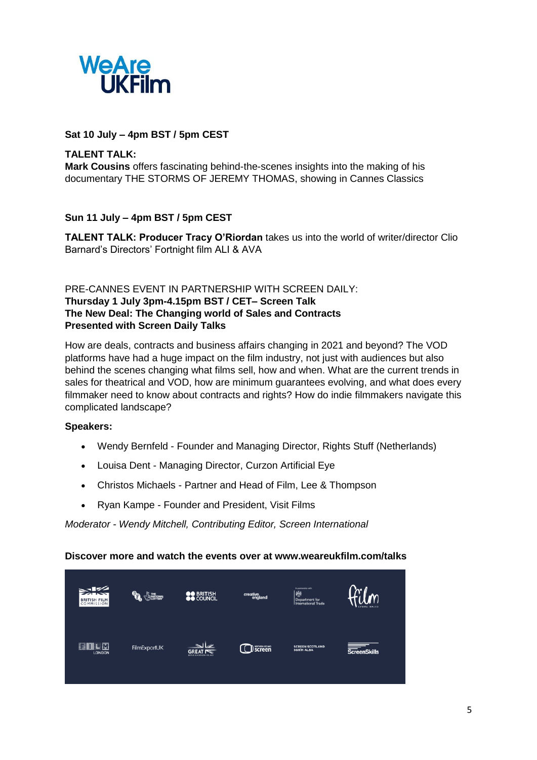WeAre UKFilm

**Sat 10 July – 4pm BST / 5pm CEST**

**TALENT TALK:**
**Mark Cousins** offers fascinating behind-the-scenes insights into the making of his documentary THE STORMS OF JEREMY THOMAS, showing in Cannes Classics

**Sun 11 July – 4pm BST / 5pm CEST**

**TALENT TALK: Producer Tracy O'Riordan** takes us into the world of writer/director Clio Barnard's Directors' Fortnight film ALI & AVA

PRE-CANNES EVENT IN PARTNERSHIP WITH SCREEN DAILY:
**Thursday 1 July 3pm-4.15pm BST / CET– Screen Talk**
**The New Deal: The Changing world of Sales and Contracts**
**Presented with Screen Daily Talks**

How are deals, contracts and business affairs changing in 2021 and beyond? The VOD platforms have had a huge impact on the film industry, not just with audiences but also behind the scenes changing what films sell, how and when. What are the current trends in sales for theatrical and VOD, how are minimum guarantees evolving, and what does every filmmaker need to know about contracts and rights? How do indie filmmakers navigate this complicated landscape?

**Speakers:**

- Wendy Bernfeld - Founder and Managing Director, Rights Stuff (Netherlands)
- Louisa Dent - Managing Director, Curzon Artificial Eye
- Christos Michaels - Partner and Head of Film, Lee & Thompson
- Ryan Kampe - Founder and President, Visit Films

*Moderator - Wendy Mitchell, Contributing Editor, Screen International*

**Discover more and watch the events over at www.weareukfilm.com/talks**